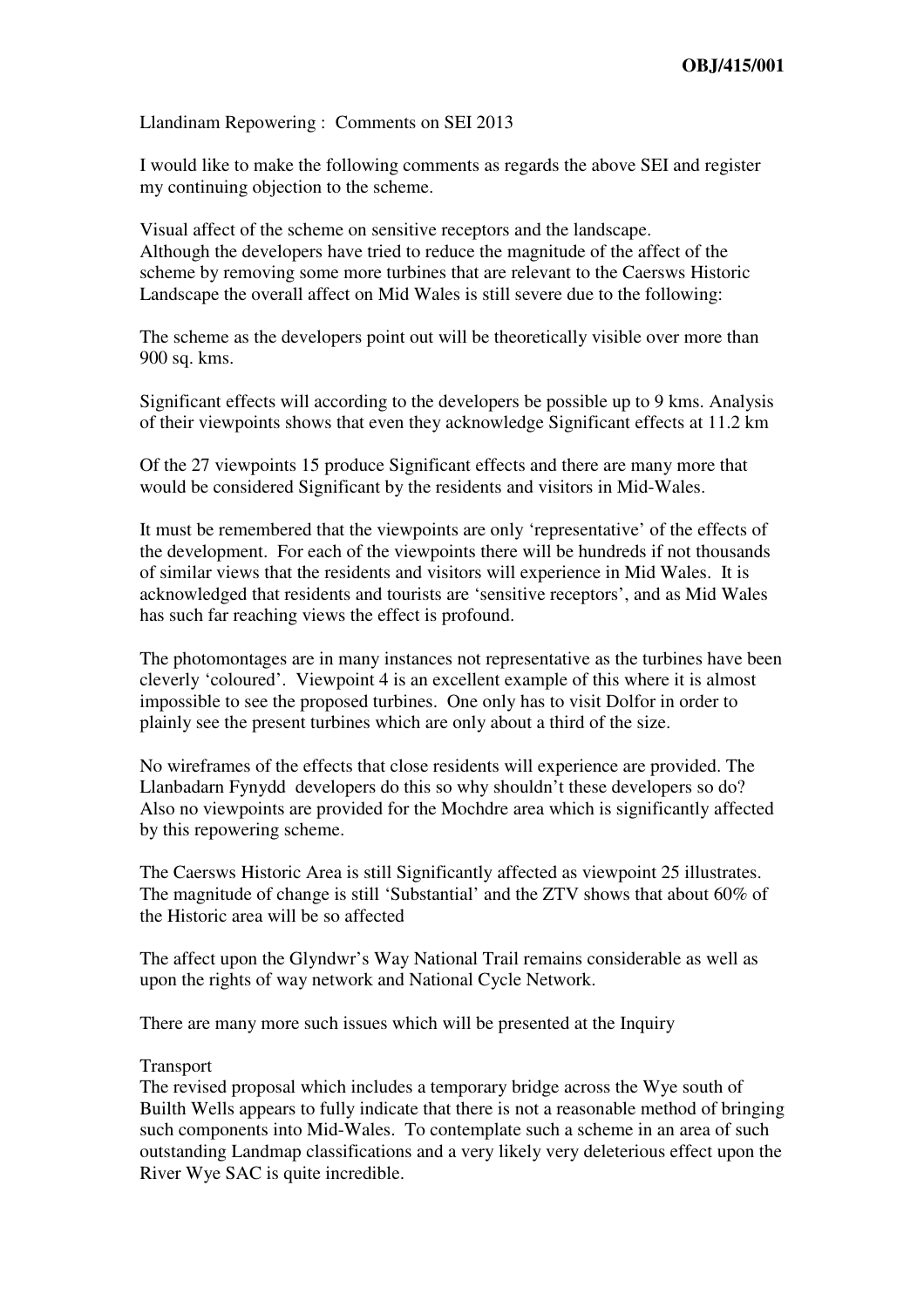**OBJ/415/001**

Llandinam Repowering : Comments on SEI 2013

I would like to make the following comments as regards the above SEI and register my continuing objection to the scheme.

Visual affect of the scheme on sensitive receptors and the landscape.
Although the developers have tried to reduce the magnitude of the affect of the scheme by removing some more turbines that are relevant to the Caersws Historic Landscape the overall affect on Mid Wales is still severe due to the following:

The scheme as the developers point out will be theoretically visible over more than 900 sq. kms.

Significant effects will according to the developers be possible up to 9 kms. Analysis of their viewpoints shows that even they acknowledge Significant effects at 11.2 km

Of the 27 viewpoints 15 produce Significant effects and there are many more that would be considered Significant by the residents and visitors in Mid-Wales.

It must be remembered that the viewpoints are only 'representative' of the effects of the development. For each of the viewpoints there will be hundreds if not thousands of similar views that the residents and visitors will experience in Mid Wales. It is acknowledged that residents and tourists are 'sensitive receptors', and as Mid Wales has such far reaching views the effect is profound.

The photomontages are in many instances not representative as the turbines have been cleverly 'coloured'. Viewpoint 4 is an excellent example of this where it is almost impossible to see the proposed turbines. One only has to visit Dolfor in order to plainly see the present turbines which are only about a third of the size.

No wireframes of the effects that close residents will experience are provided. The Llanbadarn Fynydd developers do this so why shouldn't these developers so do? Also no viewpoints are provided for the Mochdre area which is significantly affected by this repowering scheme.

The Caersws Historic Area is still Significantly affected as viewpoint 25 illustrates. The magnitude of change is still 'Substantial' and the ZTV shows that about 60% of the Historic area will be so affected

The affect upon the Glyndwr's Way National Trail remains considerable as well as upon the rights of way network and National Cycle Network.

There are many more such issues which will be presented at the Inquiry

Transport
The revised proposal which includes a temporary bridge across the Wye south of Builth Wells appears to fully indicate that there is not a reasonable method of bringing such components into Mid-Wales. To contemplate such a scheme in an area of such outstanding Landmap classifications and a very likely very deleterious effect upon the River Wye SAC is quite incredible.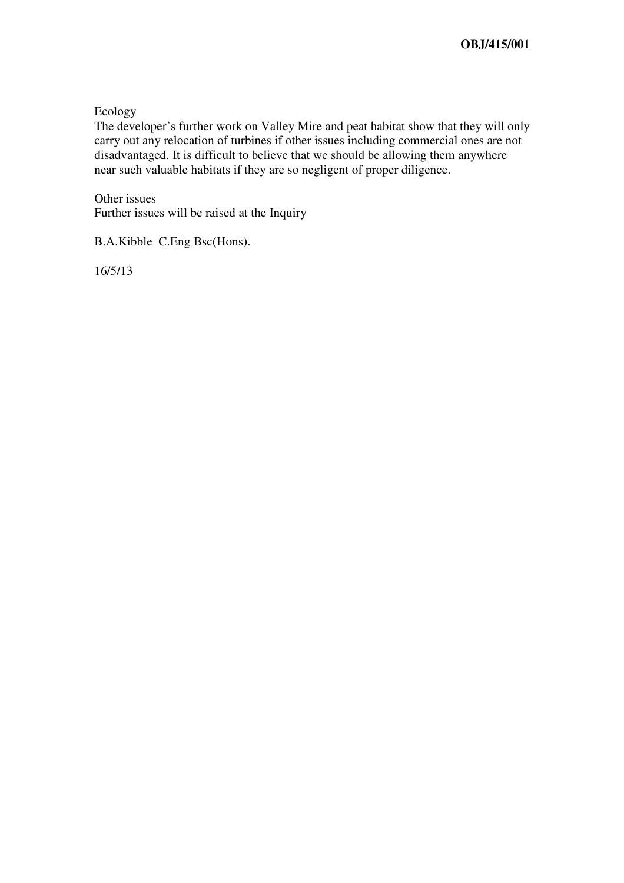Ecology

The developer's further work on Valley Mire and peat habitat show that they will only carry out any relocation of turbines if other issues including commercial ones are not disadvantaged. It is difficult to believe that we should be allowing them anywhere near such valuable habitats if they are so negligent of proper diligence.

Other issues

Further issues will be raised at the Inquiry

B.A.Kibble C.Eng Bsc(Hons).

16/5/13